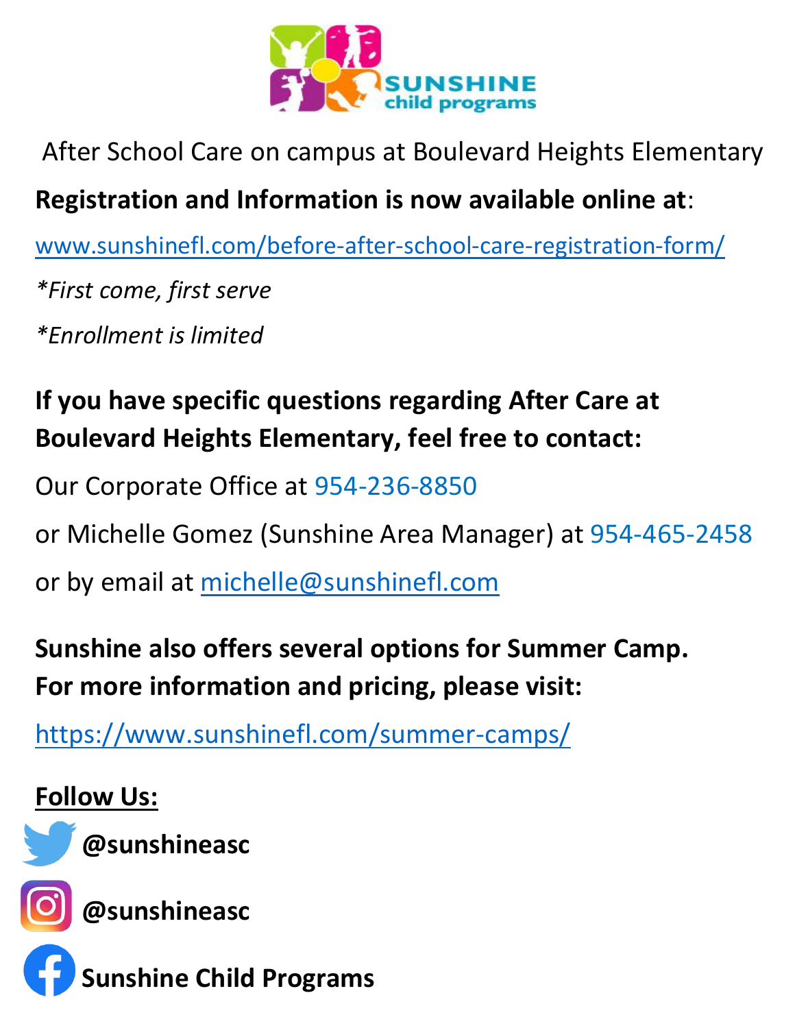SUNSHINE child programs

After School Care on campus at Boulevard Heights Elementary

**Registration and Information is now available online at**:

www.sunshinefl.com/before-after-school-care-registration-form/

*\*First come, first serve*

*\*Enrollment is limited*

**If you have specific questions regarding After Care at Boulevard Heights Elementary, feel free to contact:**

Our Corporate Office at 954-236-8850

or Michelle Gomez (Sunshine Area Manager) at 954-465-2458

or by email at michelle@sunshinefl.com

**Sunshine also offers several options for Summer Camp. For more information and pricing, please visit:**

https://www.sunshinefl.com/summer-camps/

**Follow Us:**

**@sunshineasc**

**@sunshineasc**

**Sunshine Child Programs**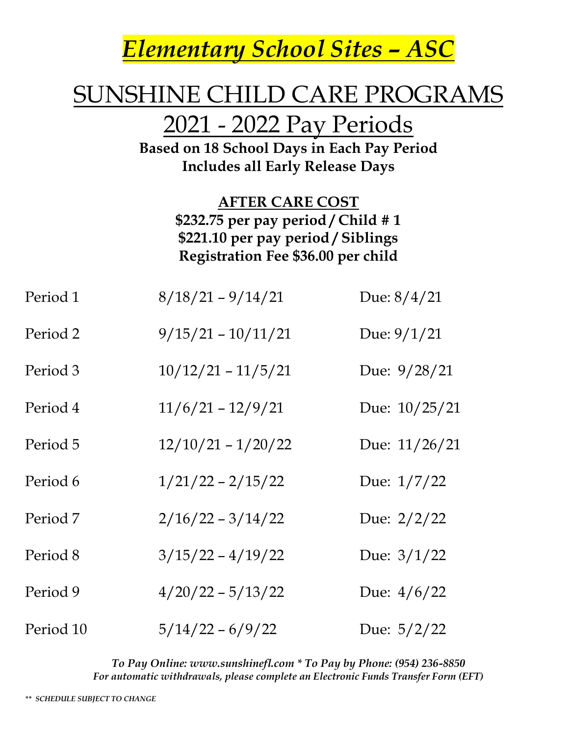# ***Elementary School Sites – ASC***

# SUNSHINE CHILD CARE PROGRAMS

## 2021 - 2022 Pay Periods

**Based on 18 School Days in Each Pay Period**
**Includes all Early Release Days**

**AFTER CARE COST**
**$232.75 per pay period / Child # 1**
**$221.10 per pay period / Siblings**
**Registration Fee $36.00 per child**

| | | |
|---|---|---|
| Period 1 | 8/18/21 – 9/14/21 | Due: 8/4/21 |
| Period 2 | 9/15/21 – 10/11/21 | Due: 9/1/21 |
| Period 3 | 10/12/21 – 11/5/21 | Due: 9/28/21 |
| Period 4 | 11/6/21 – 12/9/21 | Due: 10/25/21 |
| Period 5 | 12/10/21 – 1/20/22 | Due: 11/26/21 |
| Period 6 | 1/21/22 – 2/15/22 | Due: 1/7/22 |
| Period 7 | 2/16/22 – 3/14/22 | Due: 2/2/22 |
| Period 8 | 3/15/22 – 4/19/22 | Due: 3/1/22 |
| Period 9 | 4/20/22 – 5/13/22 | Due: 4/6/22 |
| Period 10 | 5/14/22 – 6/9/22 | Due: 5/2/22 |

***To Pay Online: www.sunshinefl.com * To Pay by Phone: (954) 236-8850***
***For automatic withdrawals, please complete an Electronic Funds Transfer Form (EFT)***

***** SCHEDULE SUBJECT TO CHANGE***